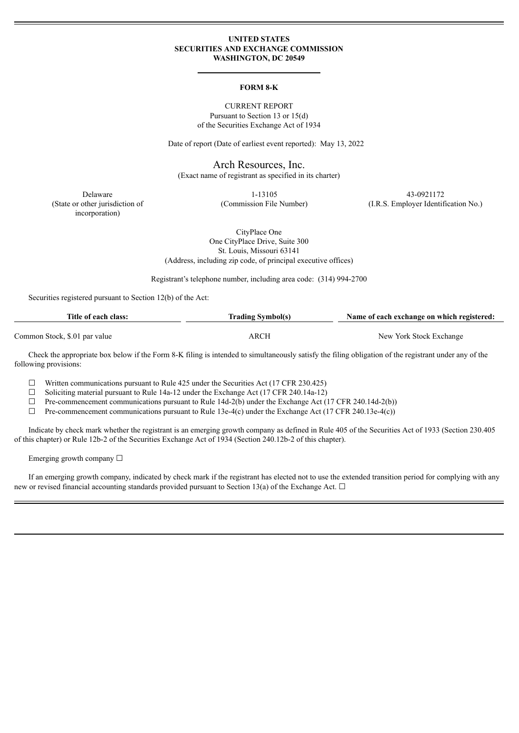**UNITED STATES**
**SECURITIES AND EXCHANGE COMMISSION**
**WASHINGTON, DC 20549**

---

**FORM 8-K**

CURRENT REPORT
Pursuant to Section 13 or 15(d)
of the Securities Exchange Act of 1934

Date of report (Date of earliest event reported): May 13, 2022

# Arch Resources, Inc.

(Exact name of registrant as specified in its charter)

| Delaware | 1-13105 | 43-0921172 |
|---|---|---|
| (State or other jurisdiction of incorporation) | (Commission File Number) | (I.R.S. Employer Identification No.) |

CityPlace One
One CityPlace Drive, Suite 300
St. Louis, Missouri 63141
(Address, including zip code, of principal executive offices)

Registrant's telephone number, including area code: (314) 994-2700

Securities registered pursuant to Section 12(b) of the Act:

| Title of each class: | Trading Symbol(s) | Name of each exchange on which registered: |
|---|---|---|
| Common Stock, $.01 par value | ARCH | New York Stock Exchange |

Check the appropriate box below if the Form 8-K filing is intended to simultaneously satisfy the filing obligation of the registrant under any of the following provisions:

☐ Written communications pursuant to Rule 425 under the Securities Act (17 CFR 230.425)
☐ Soliciting material pursuant to Rule 14a-12 under the Exchange Act (17 CFR 240.14a-12)
☐ Pre-commencement communications pursuant to Rule 14d-2(b) under the Exchange Act (17 CFR 240.14d-2(b))
☐ Pre-commencement communications pursuant to Rule 13e-4(c) under the Exchange Act (17 CFR 240.13e-4(c))

Indicate by check mark whether the registrant is an emerging growth company as defined in Rule 405 of the Securities Act of 1933 (Section 230.405 of this chapter) or Rule 12b-2 of the Securities Exchange Act of 1934 (Section 240.12b-2 of this chapter).

Emerging growth company ☐

If an emerging growth company, indicated by check mark if the registrant has elected not to use the extended transition period for complying with any new or revised financial accounting standards provided pursuant to Section 13(a) of the Exchange Act. ☐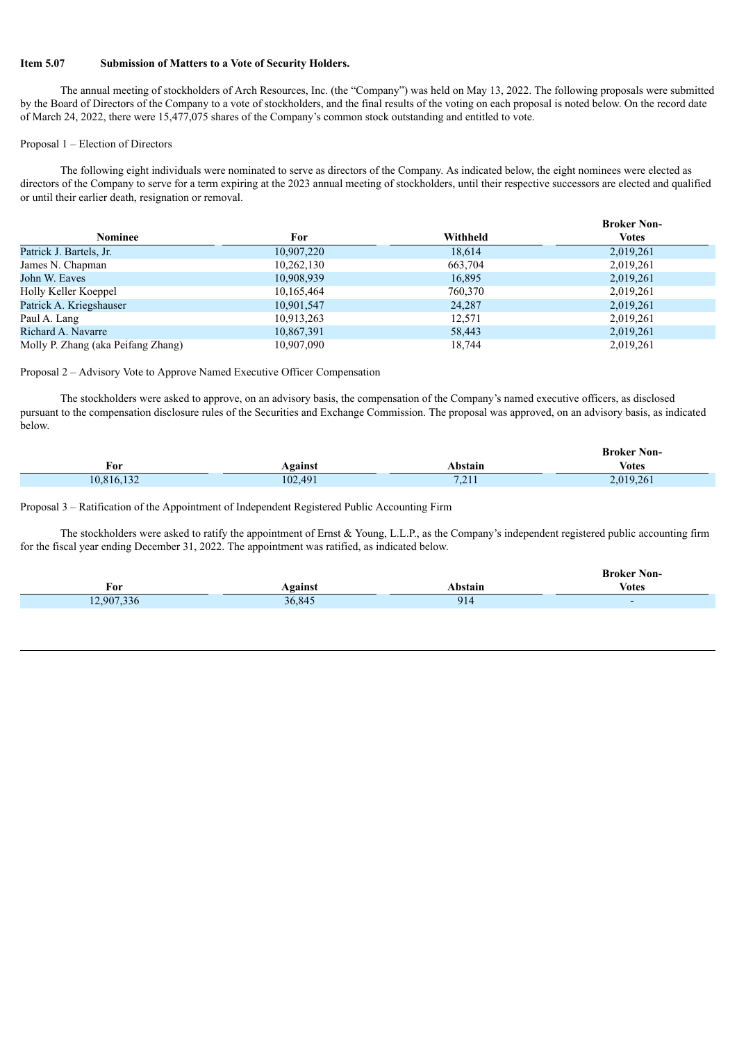**Item 5.07 Submission of Matters to a Vote of Security Holders.**

The annual meeting of stockholders of Arch Resources, Inc. (the "Company") was held on May 13, 2022. The following proposals were submitted by the Board of Directors of the Company to a vote of stockholders, and the final results of the voting on each proposal is noted below. On the record date of March 24, 2022, there were 15,477,075 shares of the Company's common stock outstanding and entitled to vote.

Proposal 1 – Election of Directors

The following eight individuals were nominated to serve as directors of the Company. As indicated below, the eight nominees were elected as directors of the Company to serve for a term expiring at the 2023 annual meeting of stockholders, until their respective successors are elected and qualified or until their earlier death, resignation or removal.

| Nominee | For | Withheld | Broker Non-Votes |
|---|---|---|---|
| Patrick J. Bartels, Jr. | 10,907,220 | 18,614 | 2,019,261 |
| James N. Chapman | 10,262,130 | 663,704 | 2,019,261 |
| John W. Eaves | 10,908,939 | 16,895 | 2,019,261 |
| Holly Keller Koeppel | 10,165,464 | 760,370 | 2,019,261 |
| Patrick A. Kriegshauser | 10,901,547 | 24,287 | 2,019,261 |
| Paul A. Lang | 10,913,263 | 12,571 | 2,019,261 |
| Richard A. Navarre | 10,867,391 | 58,443 | 2,019,261 |
| Molly P. Zhang (aka Peifang Zhang) | 10,907,090 | 18,744 | 2,019,261 |

Proposal 2 – Advisory Vote to Approve Named Executive Officer Compensation

The stockholders were asked to approve, on an advisory basis, the compensation of the Company's named executive officers, as disclosed pursuant to the compensation disclosure rules of the Securities and Exchange Commission. The proposal was approved, on an advisory basis, as indicated below.

| For | Against | Abstain | Broker Non-Votes |
|---|---|---|---|
| 10,816,132 | 102,491 | 7,211 | 2,019,261 |

Proposal 3 – Ratification of the Appointment of Independent Registered Public Accounting Firm

The stockholders were asked to ratify the appointment of Ernst & Young, L.L.P., as the Company's independent registered public accounting firm for the fiscal year ending December 31, 2022. The appointment was ratified, as indicated below.

| For | Against | Abstain | Broker Non-Votes |
|---|---|---|---|
| 12,907,336 | 36,845 | 914 | - |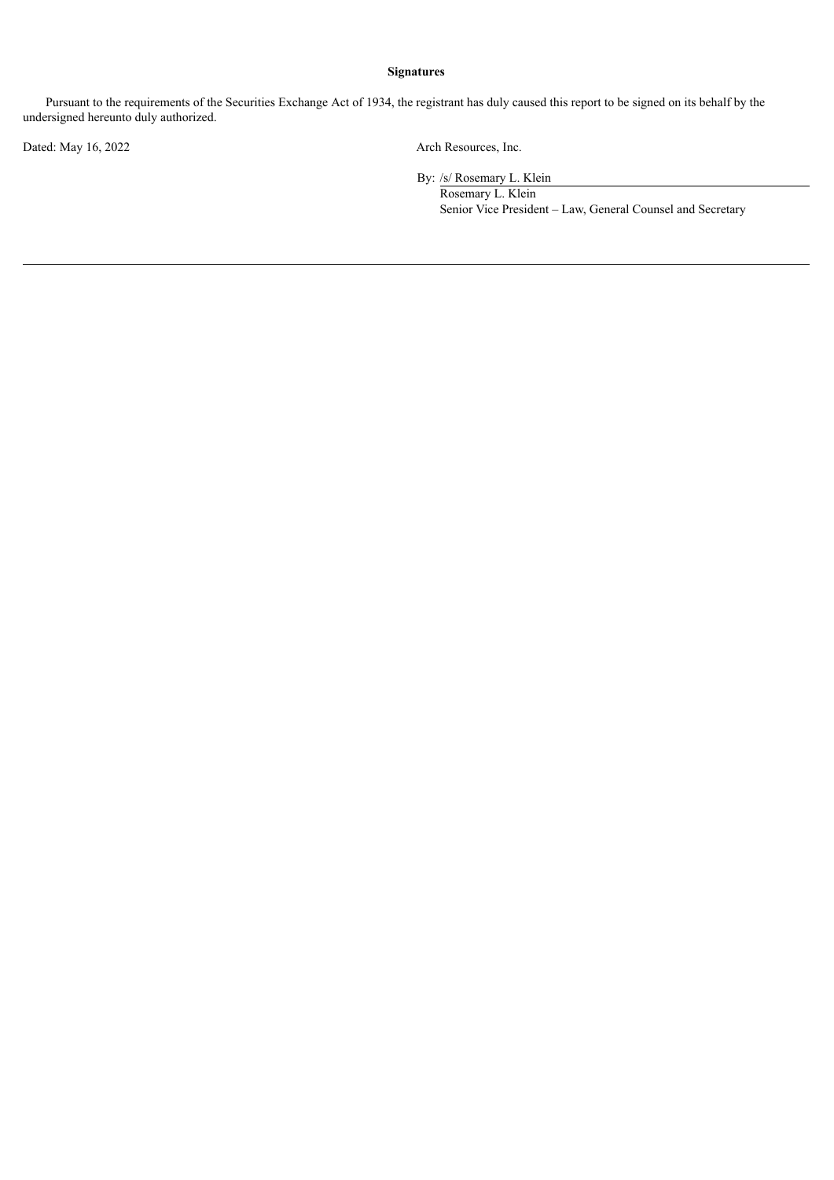**Signatures**

Pursuant to the requirements of the Securities Exchange Act of 1934, the registrant has duly caused this report to be signed on its behalf by the undersigned hereunto duly authorized.

Dated: May 16, 2022

Arch Resources, Inc.

By: /s/ Rosemary L. Klein
Rosemary L. Klein
Senior Vice President – Law, General Counsel and Secretary